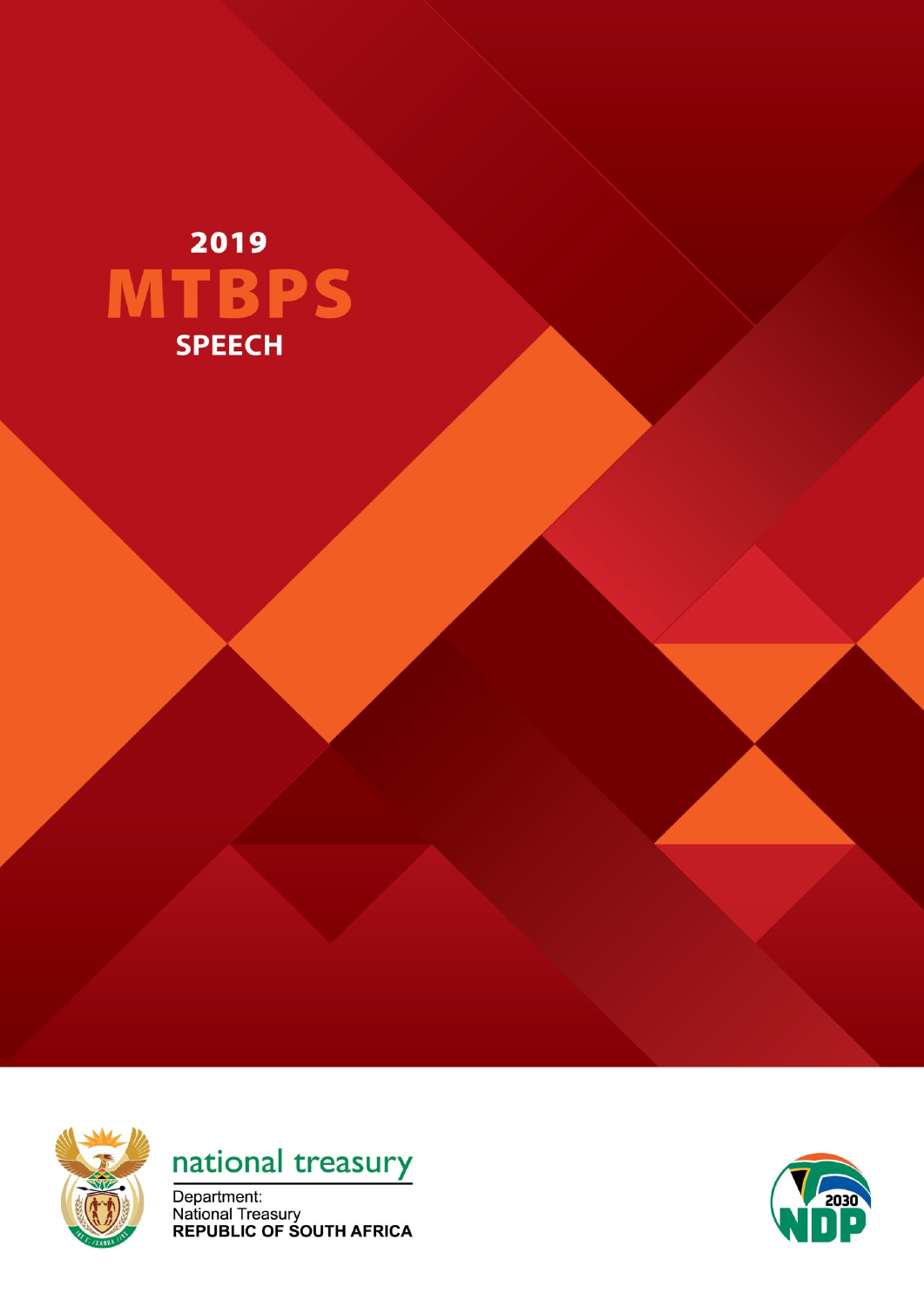# 2019 MTBPS SPEECH

national treasury

Department:
National Treasury
**REPUBLIC OF SOUTH AFRICA**

2030 NDP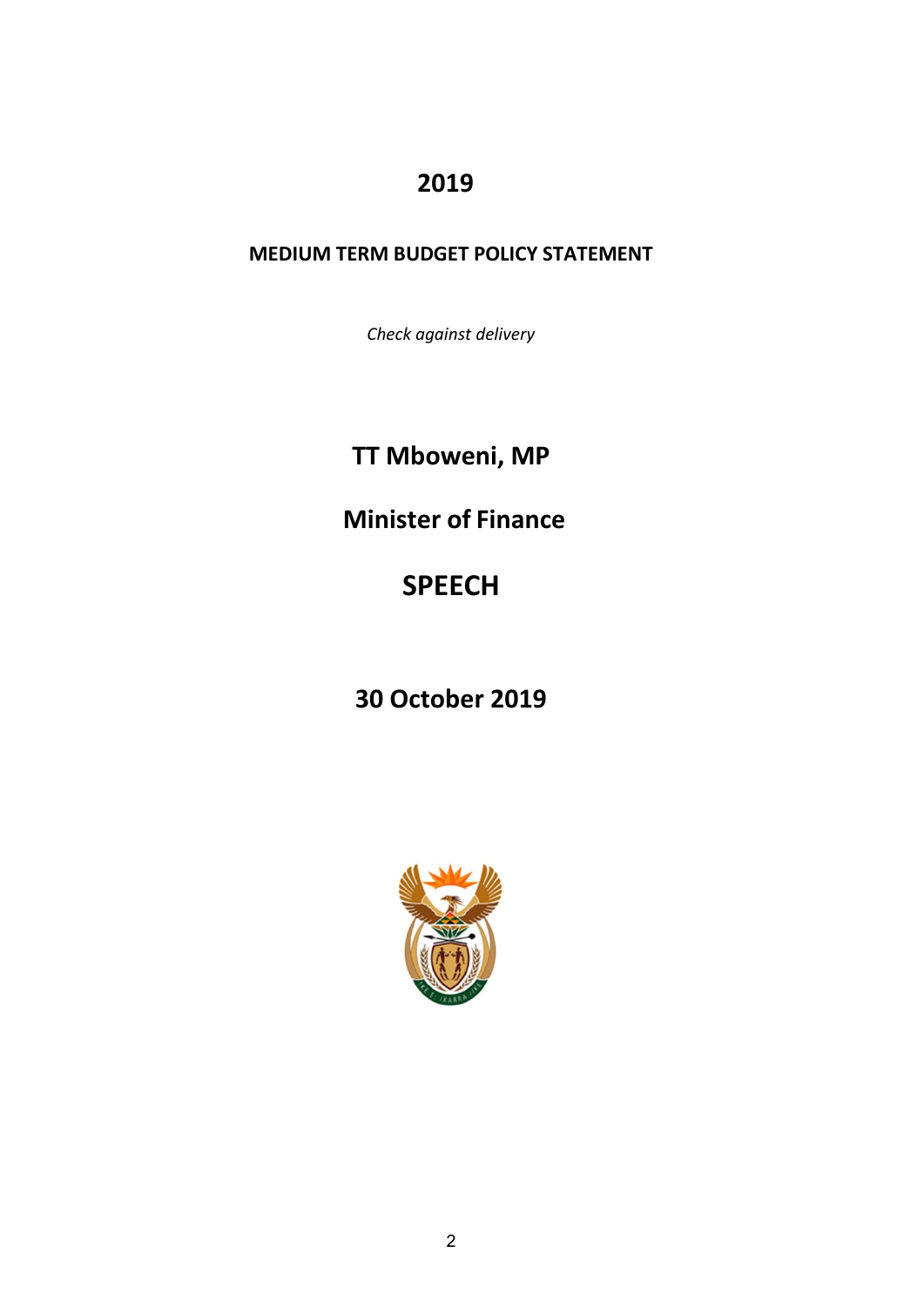# 2019

**MEDIUM TERM BUDGET POLICY STATEMENT**

*Check against delivery*

## TT Mboweni, MP

## Minister of Finance

# SPEECH

## 30 October 2019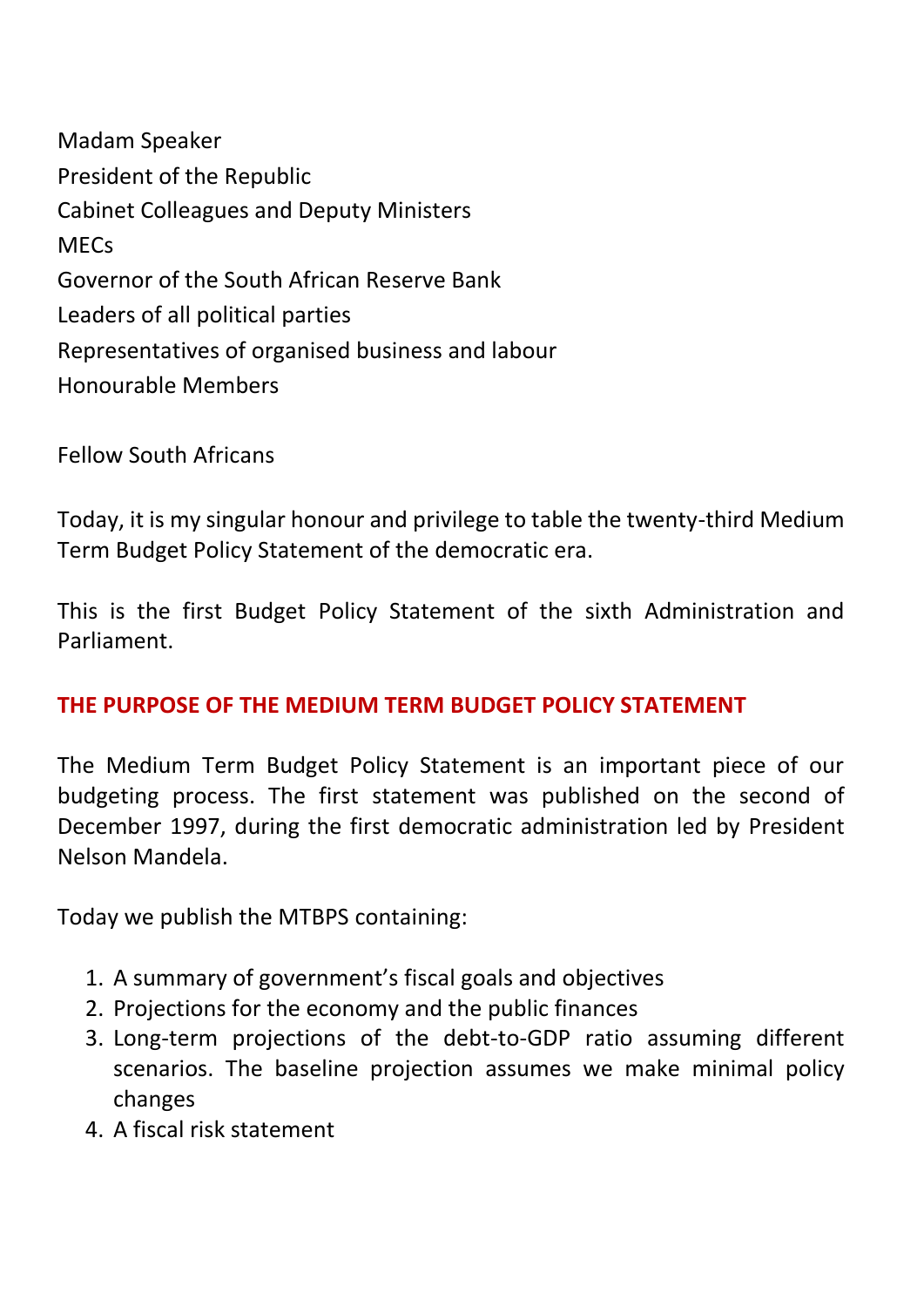Madam Speaker
President of the Republic
Cabinet Colleagues and Deputy Ministers
MECs
Governor of the South African Reserve Bank
Leaders of all political parties
Representatives of organised business and labour
Honourable Members

Fellow South Africans

Today, it is my singular honour and privilege to table the twenty-third Medium Term Budget Policy Statement of the democratic era.

This is the first Budget Policy Statement of the sixth Administration and Parliament.

## THE PURPOSE OF THE MEDIUM TERM BUDGET POLICY STATEMENT

The Medium Term Budget Policy Statement is an important piece of our budgeting process. The first statement was published on the second of December 1997, during the first democratic administration led by President Nelson Mandela.

Today we publish the MTBPS containing:

1. A summary of government's fiscal goals and objectives
2. Projections for the economy and the public finances
3. Long-term projections of the debt-to-GDP ratio assuming different scenarios. The baseline projection assumes we make minimal policy changes
4. A fiscal risk statement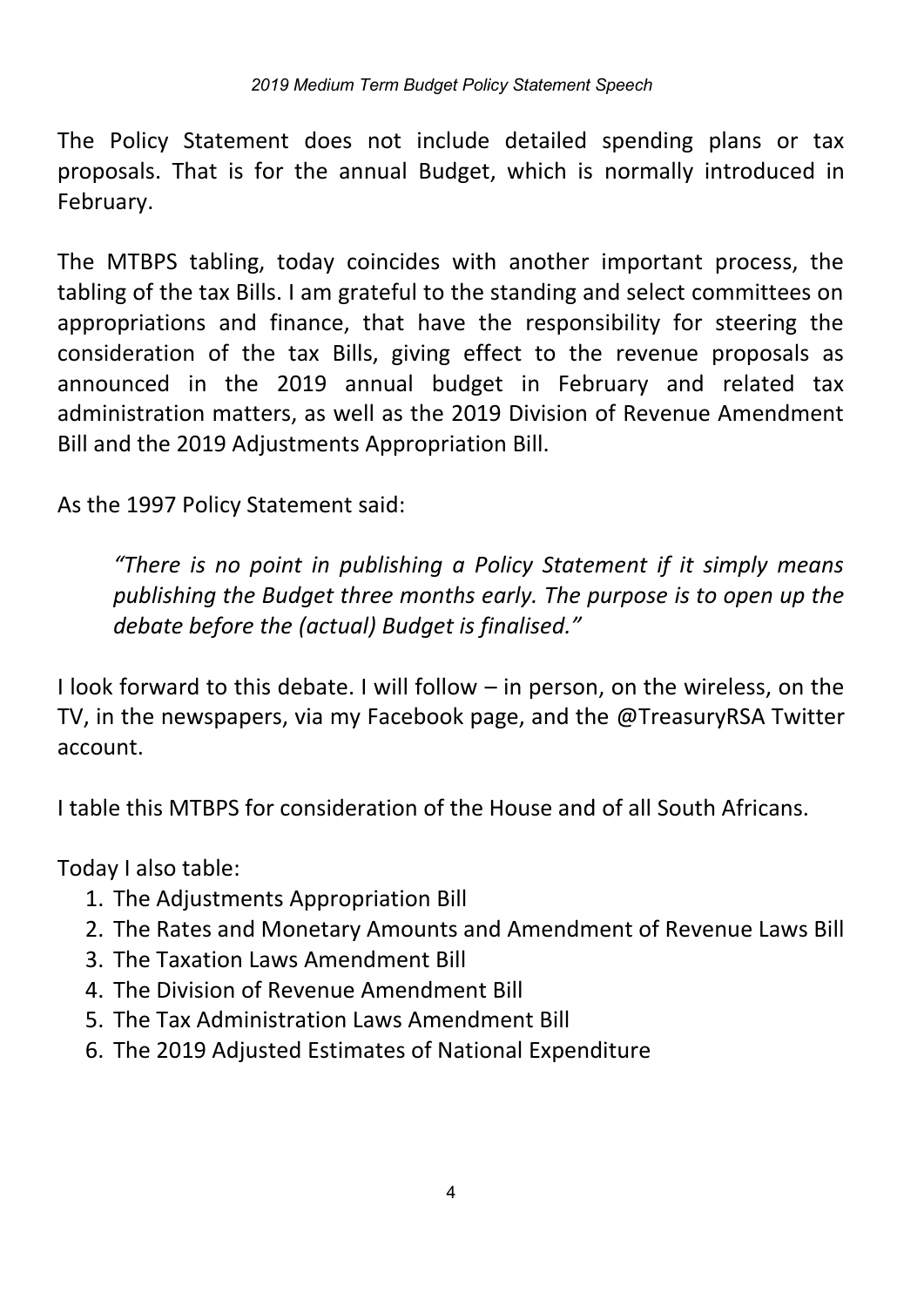The Policy Statement does not include detailed spending plans or tax proposals. That is for the annual Budget, which is normally introduced in February.

The MTBPS tabling, today coincides with another important process, the tabling of the tax Bills. I am grateful to the standing and select committees on appropriations and finance, that have the responsibility for steering the consideration of the tax Bills, giving effect to the revenue proposals as announced in the 2019 annual budget in February and related tax administration matters, as well as the 2019 Division of Revenue Amendment Bill and the 2019 Adjustments Appropriation Bill.

As the 1997 Policy Statement said:

> *"There is no point in publishing a Policy Statement if it simply means publishing the Budget three months early. The purpose is to open up the debate before the (actual) Budget is finalised."*

I look forward to this debate. I will follow – in person, on the wireless, on the TV, in the newspapers, via my Facebook page, and the @TreasuryRSA Twitter account.

I table this MTBPS for consideration of the House and of all South Africans.

Today I also table:

1. The Adjustments Appropriation Bill
2. The Rates and Monetary Amounts and Amendment of Revenue Laws Bill
3. The Taxation Laws Amendment Bill
4. The Division of Revenue Amendment Bill
5. The Tax Administration Laws Amendment Bill
6. The 2019 Adjusted Estimates of National Expenditure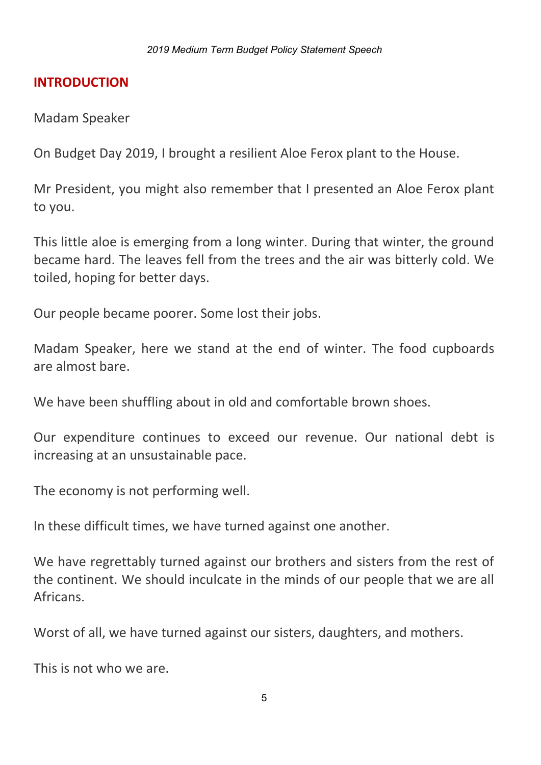## INTRODUCTION

Madam Speaker

On Budget Day 2019, I brought a resilient Aloe Ferox plant to the House.

Mr President, you might also remember that I presented an Aloe Ferox plant to you.

This little aloe is emerging from a long winter. During that winter, the ground became hard. The leaves fell from the trees and the air was bitterly cold. We toiled, hoping for better days.

Our people became poorer. Some lost their jobs.

Madam Speaker, here we stand at the end of winter. The food cupboards are almost bare.

We have been shuffling about in old and comfortable brown shoes.

Our expenditure continues to exceed our revenue. Our national debt is increasing at an unsustainable pace.

The economy is not performing well.

In these difficult times, we have turned against one another.

We have regrettably turned against our brothers and sisters from the rest of the continent. We should inculcate in the minds of our people that we are all Africans.

Worst of all, we have turned against our sisters, daughters, and mothers.

This is not who we are.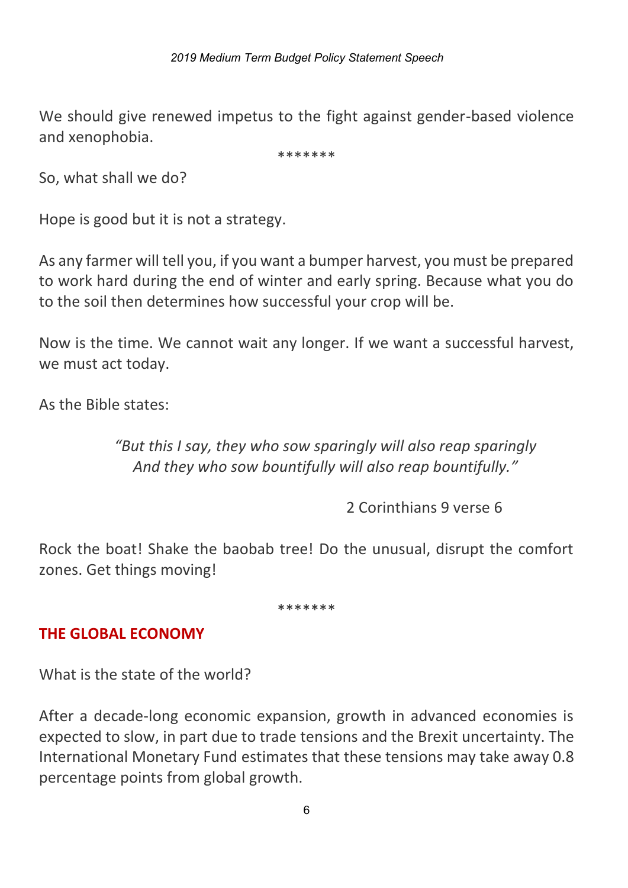We should give renewed impetus to the fight against gender-based violence and xenophobia.

*******

So, what shall we do?

Hope is good but it is not a strategy.

As any farmer will tell you, if you want a bumper harvest, you must be prepared to work hard during the end of winter and early spring. Because what you do to the soil then determines how successful your crop will be.

Now is the time. We cannot wait any longer. If we want a successful harvest, we must act today.

As the Bible states:

> *"But this I say, they who sow sparingly will also reap sparingly*
> *And they who sow bountifully will also reap bountifully."*
>
> 2 Corinthians 9 verse 6

Rock the boat! Shake the baobab tree! Do the unusual, disrupt the comfort zones. Get things moving!

*******

## THE GLOBAL ECONOMY

What is the state of the world?

After a decade-long economic expansion, growth in advanced economies is expected to slow, in part due to trade tensions and the Brexit uncertainty. The International Monetary Fund estimates that these tensions may take away 0.8 percentage points from global growth.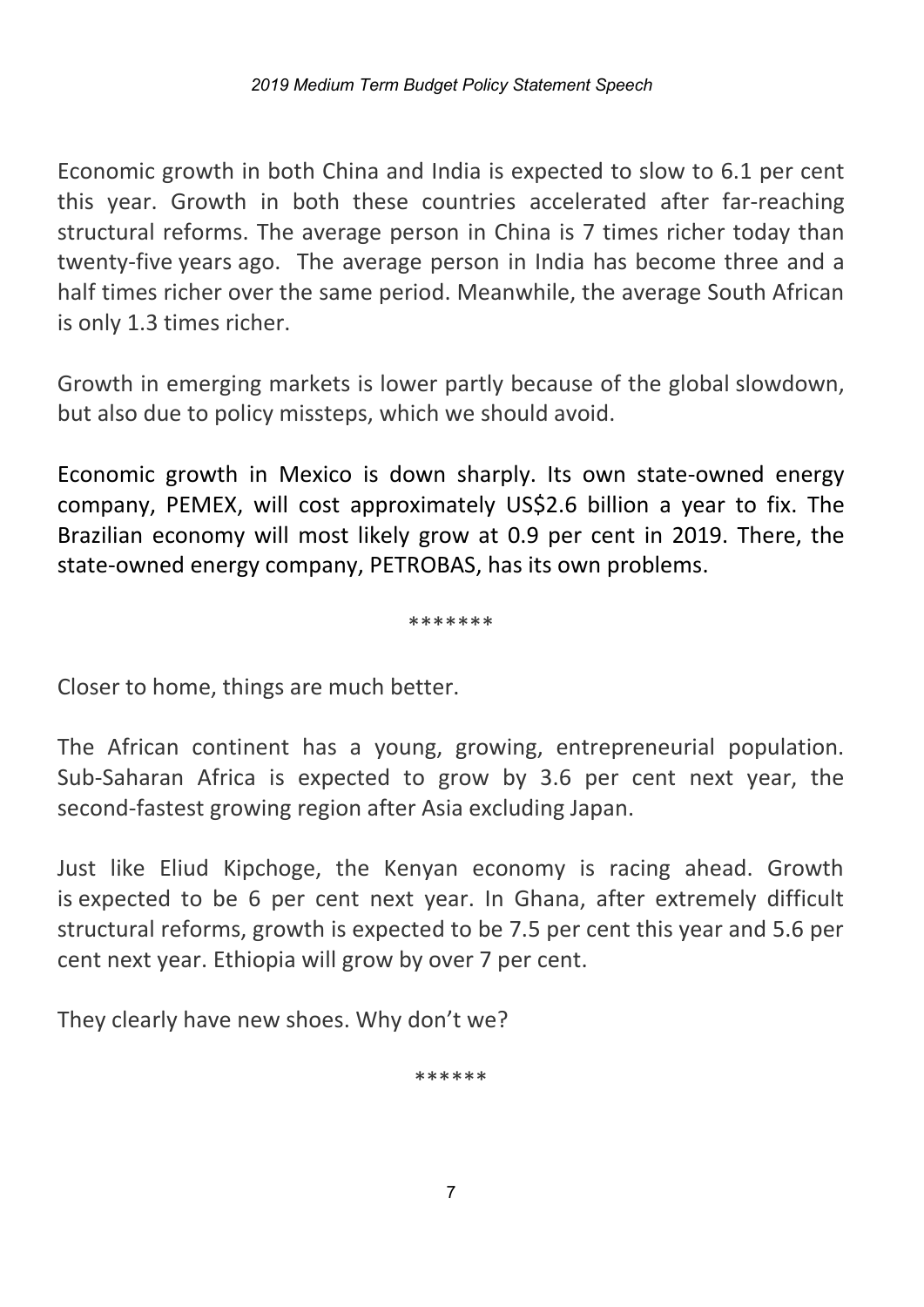Economic growth in both China and India is expected to slow to 6.1 per cent this year. Growth in both these countries accelerated after far-reaching structural reforms. The average person in China is 7 times richer today than twenty-five years ago. The average person in India has become three and a half times richer over the same period. Meanwhile, the average South African is only 1.3 times richer.

Growth in emerging markets is lower partly because of the global slowdown, but also due to policy missteps, which we should avoid.

Economic growth in Mexico is down sharply. Its own state-owned energy company, PEMEX, will cost approximately US$2.6 billion a year to fix. The Brazilian economy will most likely grow at 0.9 per cent in 2019. There, the state-owned energy company, PETROBAS, has its own problems.

*******

Closer to home, things are much better.

The African continent has a young, growing, entrepreneurial population. Sub-Saharan Africa is expected to grow by 3.6 per cent next year, the second-fastest growing region after Asia excluding Japan.

Just like Eliud Kipchoge, the Kenyan economy is racing ahead. Growth is expected to be 6 per cent next year. In Ghana, after extremely difficult structural reforms, growth is expected to be 7.5 per cent this year and 5.6 per cent next year. Ethiopia will grow by over 7 per cent.

They clearly have new shoes. Why don't we?

******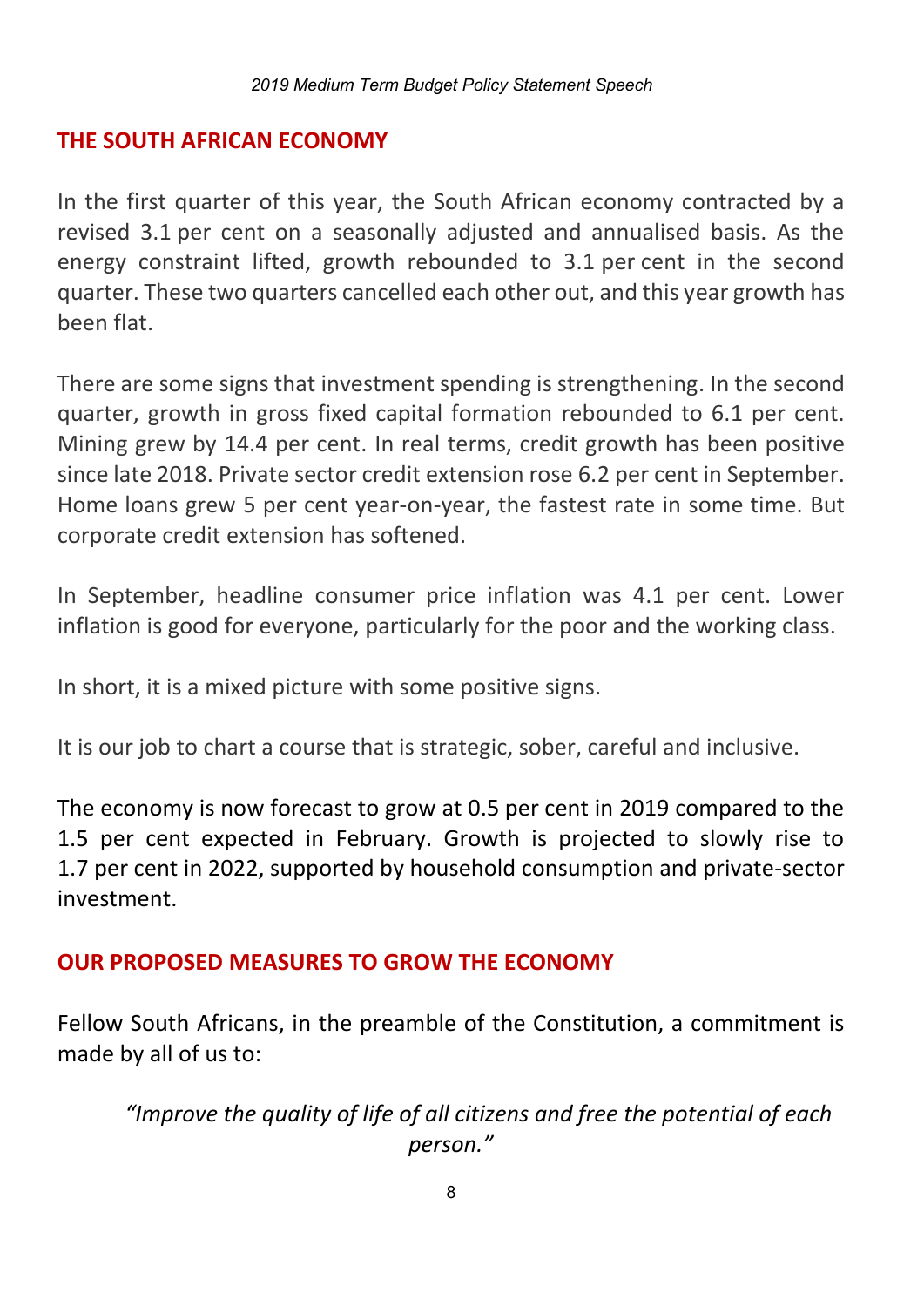## THE SOUTH AFRICAN ECONOMY

In the first quarter of this year, the South African economy contracted by a revised 3.1 per cent on a seasonally adjusted and annualised basis. As the energy constraint lifted, growth rebounded to 3.1 per cent in the second quarter. These two quarters cancelled each other out, and this year growth has been flat.

There are some signs that investment spending is strengthening. In the second quarter, growth in gross fixed capital formation rebounded to 6.1 per cent. Mining grew by 14.4 per cent. In real terms, credit growth has been positive since late 2018. Private sector credit extension rose 6.2 per cent in September. Home loans grew 5 per cent year-on-year, the fastest rate in some time. But corporate credit extension has softened.

In September, headline consumer price inflation was 4.1 per cent. Lower inflation is good for everyone, particularly for the poor and the working class.

In short, it is a mixed picture with some positive signs.

It is our job to chart a course that is strategic, sober, careful and inclusive.

The economy is now forecast to grow at 0.5 per cent in 2019 compared to the 1.5 per cent expected in February. Growth is projected to slowly rise to 1.7 per cent in 2022, supported by household consumption and private-sector investment.

## OUR PROPOSED MEASURES TO GROW THE ECONOMY

Fellow South Africans, in the preamble of the Constitution, a commitment is made by all of us to:

> *"Improve the quality of life of all citizens and free the potential of each person."*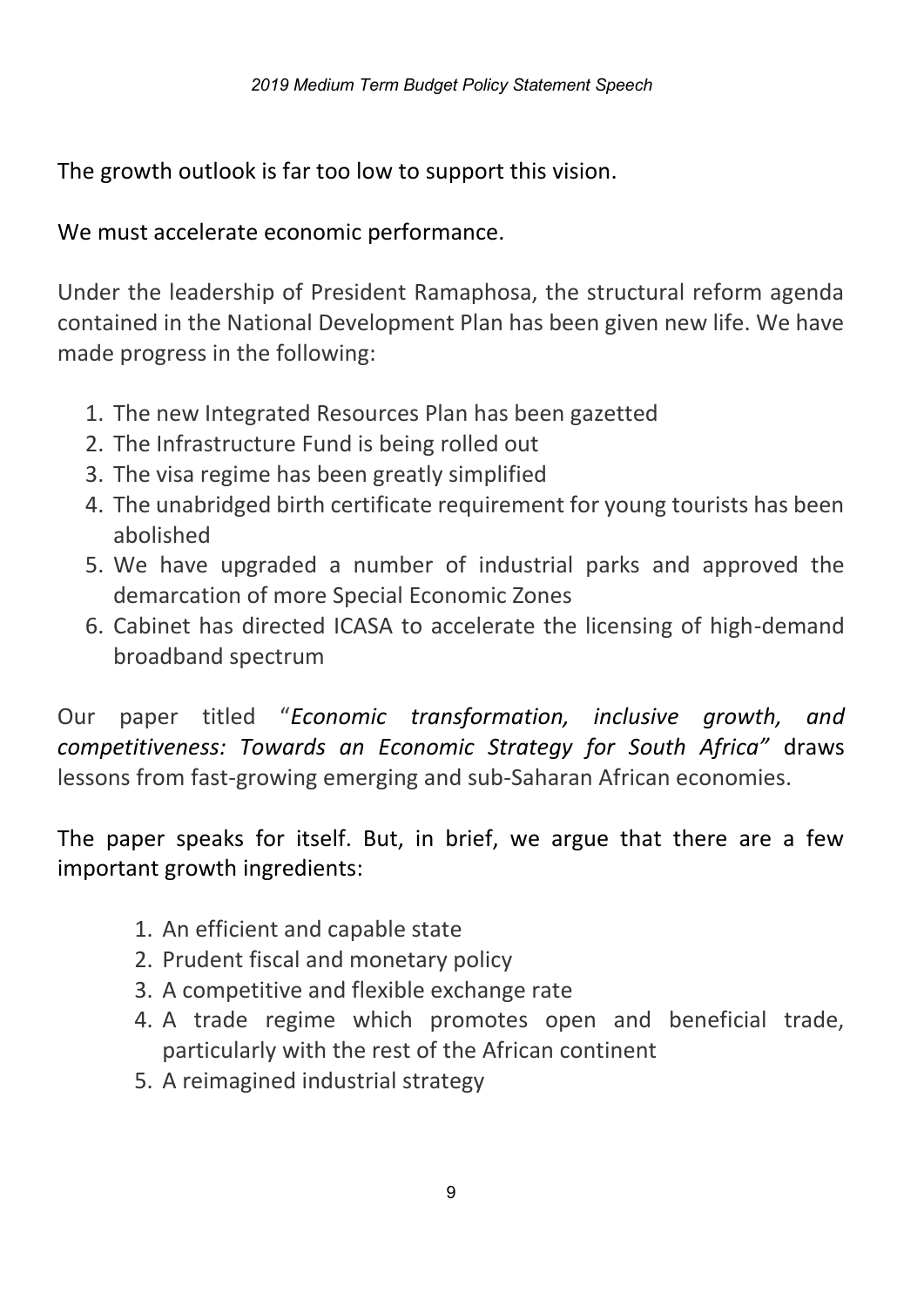The growth outlook is far too low to support this vision.

We must accelerate economic performance.

Under the leadership of President Ramaphosa, the structural reform agenda contained in the National Development Plan has been given new life. We have made progress in the following:

1. The new Integrated Resources Plan has been gazetted
2. The Infrastructure Fund is being rolled out
3. The visa regime has been greatly simplified
4. The unabridged birth certificate requirement for young tourists has been abolished
5. We have upgraded a number of industrial parks and approved the demarcation of more Special Economic Zones
6. Cabinet has directed ICASA to accelerate the licensing of high-demand broadband spectrum

Our paper titled "*Economic transformation, inclusive growth, and competitiveness: Towards an Economic Strategy for South Africa"* draws lessons from fast-growing emerging and sub-Saharan African economies.

The paper speaks for itself. But, in brief, we argue that there are a few important growth ingredients:

1. An efficient and capable state
2. Prudent fiscal and monetary policy
3. A competitive and flexible exchange rate
4. A trade regime which promotes open and beneficial trade, particularly with the rest of the African continent
5. A reimagined industrial strategy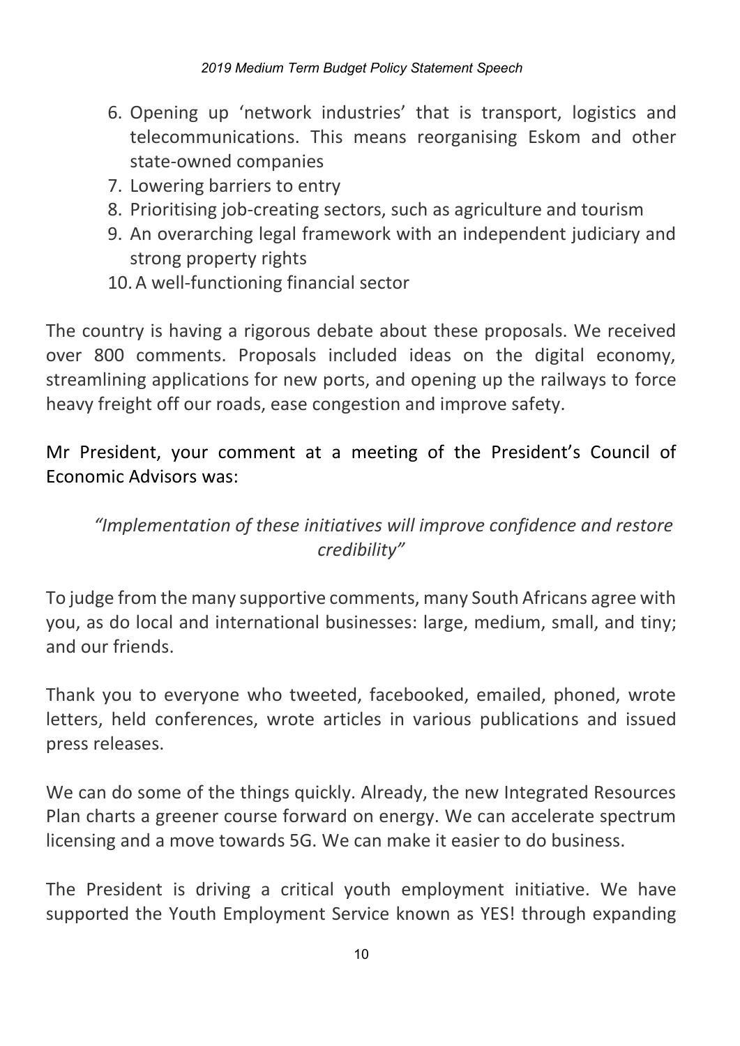6. Opening up 'network industries' that is transport, logistics and telecommunications. This means reorganising Eskom and other state-owned companies
7. Lowering barriers to entry
8. Prioritising job-creating sectors, such as agriculture and tourism
9. An overarching legal framework with an independent judiciary and strong property rights
10. A well-functioning financial sector

The country is having a rigorous debate about these proposals. We received over 800 comments. Proposals included ideas on the digital economy, streamlining applications for new ports, and opening up the railways to force heavy freight off our roads, ease congestion and improve safety.

Mr President, your comment at a meeting of the President's Council of Economic Advisors was:

*"Implementation of these initiatives will improve confidence and restore credibility"*

To judge from the many supportive comments, many South Africans agree with you, as do local and international businesses: large, medium, small, and tiny; and our friends.

Thank you to everyone who tweeted, facebooked, emailed, phoned, wrote letters, held conferences, wrote articles in various publications and issued press releases.

We can do some of the things quickly. Already, the new Integrated Resources Plan charts a greener course forward on energy. We can accelerate spectrum licensing and a move towards 5G. We can make it easier to do business.

The President is driving a critical youth employment initiative. We have supported the Youth Employment Service known as YES! through expanding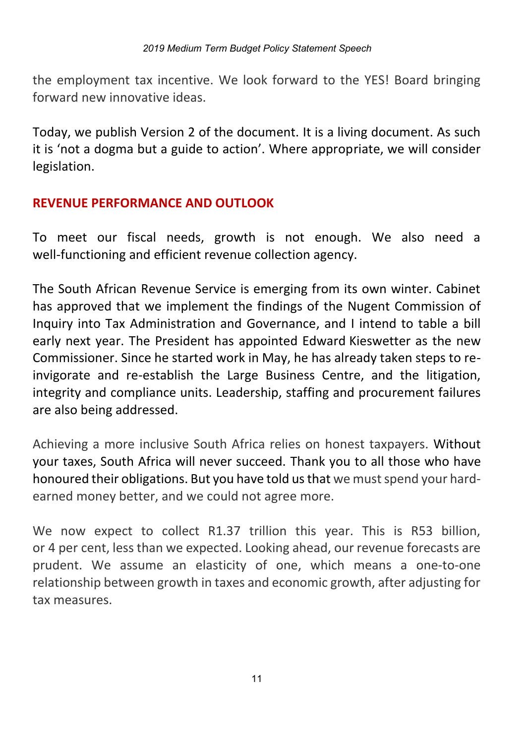the employment tax incentive. We look forward to the YES! Board bringing forward new innovative ideas.

Today, we publish Version 2 of the document. It is a living document. As such it is 'not a dogma but a guide to action'. Where appropriate, we will consider legislation.

## REVENUE PERFORMANCE AND OUTLOOK

To meet our fiscal needs, growth is not enough. We also need a well-functioning and efficient revenue collection agency.

The South African Revenue Service is emerging from its own winter. Cabinet has approved that we implement the findings of the Nugent Commission of Inquiry into Tax Administration and Governance, and I intend to table a bill early next year. The President has appointed Edward Kieswetter as the new Commissioner. Since he started work in May, he has already taken steps to re-invigorate and re-establish the Large Business Centre, and the litigation, integrity and compliance units. Leadership, staffing and procurement failures are also being addressed.

Achieving a more inclusive South Africa relies on honest taxpayers. Without your taxes, South Africa will never succeed. Thank you to all those who have honoured their obligations. But you have told us that we must spend your hard-earned money better, and we could not agree more.

We now expect to collect R1.37 trillion this year. This is R53 billion, or 4 per cent, less than we expected. Looking ahead, our revenue forecasts are prudent. We assume an elasticity of one, which means a one-to-one relationship between growth in taxes and economic growth, after adjusting for tax measures.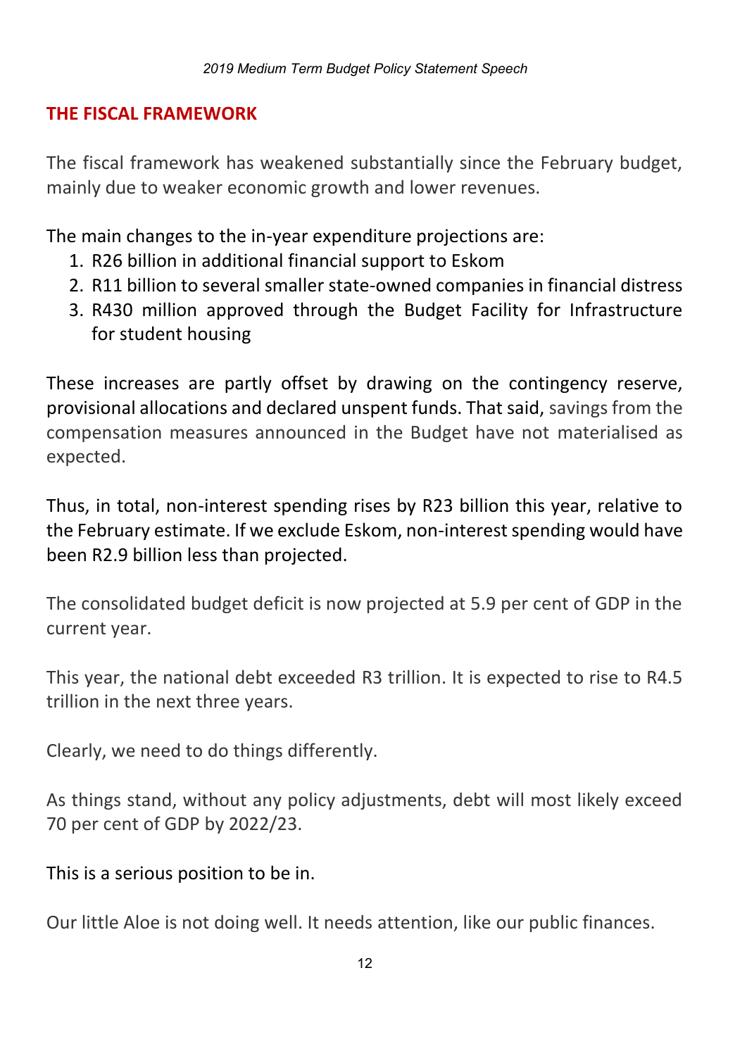## THE FISCAL FRAMEWORK

The fiscal framework has weakened substantially since the February budget, mainly due to weaker economic growth and lower revenues.

The main changes to the in-year expenditure projections are:

1. R26 billion in additional financial support to Eskom
2. R11 billion to several smaller state-owned companies in financial distress
3. R430 million approved through the Budget Facility for Infrastructure for student housing

These increases are partly offset by drawing on the contingency reserve, provisional allocations and declared unspent funds. That said, savings from the compensation measures announced in the Budget have not materialised as expected.

Thus, in total, non-interest spending rises by R23 billion this year, relative to the February estimate. If we exclude Eskom, non-interest spending would have been R2.9 billion less than projected.

The consolidated budget deficit is now projected at 5.9 per cent of GDP in the current year.

This year, the national debt exceeded R3 trillion. It is expected to rise to R4.5 trillion in the next three years.

Clearly, we need to do things differently.

As things stand, without any policy adjustments, debt will most likely exceed 70 per cent of GDP by 2022/23.

This is a serious position to be in.

Our little Aloe is not doing well. It needs attention, like our public finances.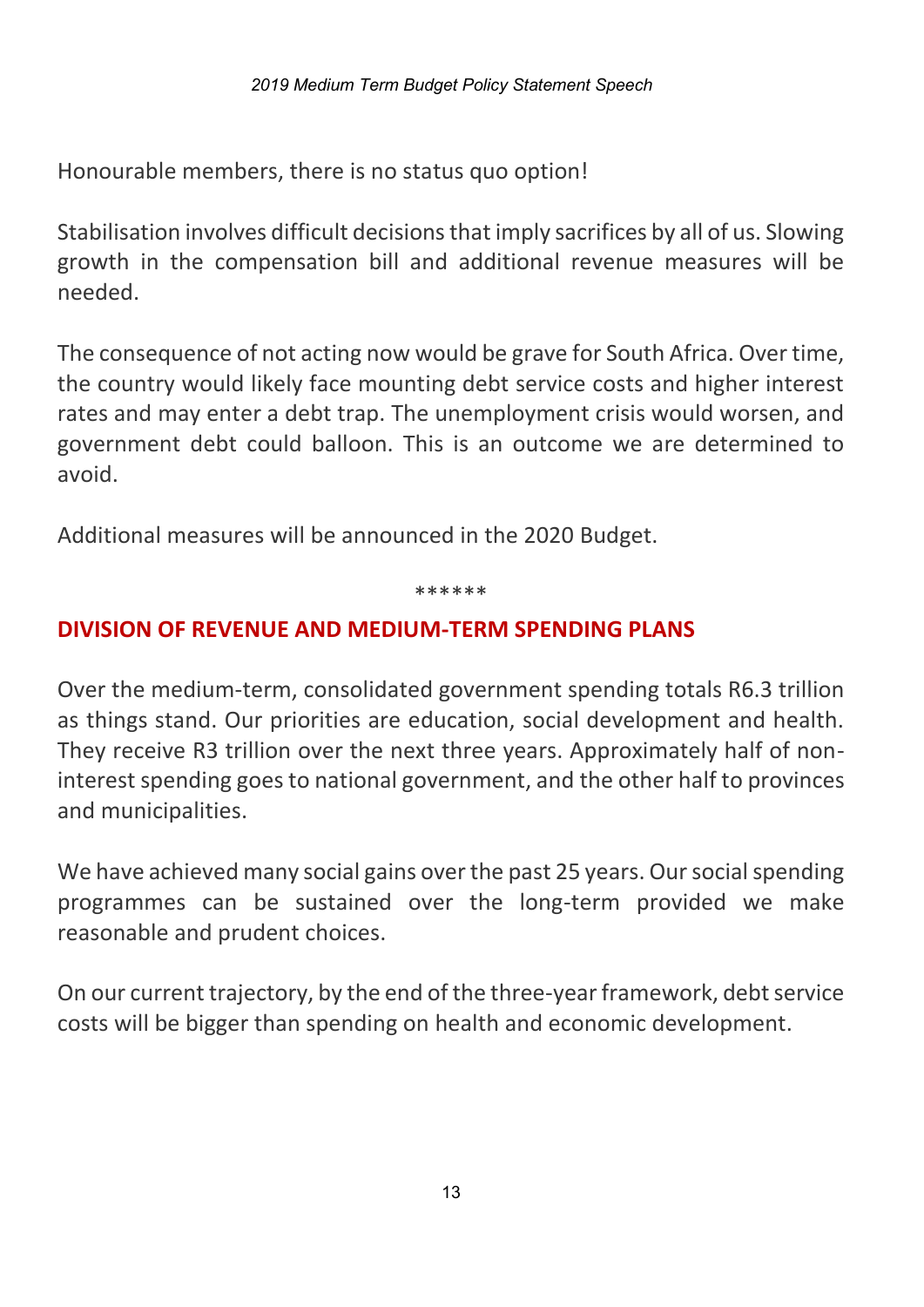Honourable members, there is no status quo option!

Stabilisation involves difficult decisions that imply sacrifices by all of us. Slowing growth in the compensation bill and additional revenue measures will be needed.

The consequence of not acting now would be grave for South Africa. Over time, the country would likely face mounting debt service costs and higher interest rates and may enter a debt trap. The unemployment crisis would worsen, and government debt could balloon. This is an outcome we are determined to avoid.

Additional measures will be announced in the 2020 Budget.

******

## DIVISION OF REVENUE AND MEDIUM-TERM SPENDING PLANS

Over the medium-term, consolidated government spending totals R6.3 trillion as things stand. Our priorities are education, social development and health. They receive R3 trillion over the next three years. Approximately half of non-interest spending goes to national government, and the other half to provinces and municipalities.

We have achieved many social gains over the past 25 years. Our social spending programmes can be sustained over the long-term provided we make reasonable and prudent choices.

On our current trajectory, by the end of the three-year framework, debt service costs will be bigger than spending on health and economic development.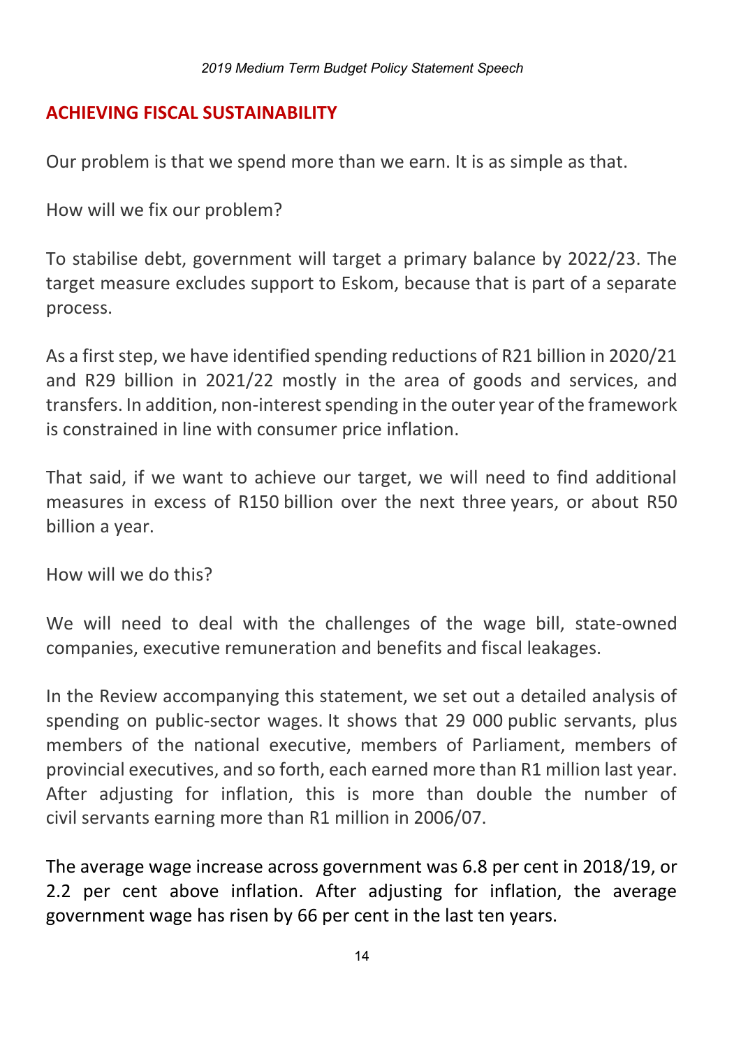## ACHIEVING FISCAL SUSTAINABILITY

Our problem is that we spend more than we earn. It is as simple as that.

How will we fix our problem?

To stabilise debt, government will target a primary balance by 2022/23. The target measure excludes support to Eskom, because that is part of a separate process.

As a first step, we have identified spending reductions of R21 billion in 2020/21 and R29 billion in 2021/22 mostly in the area of goods and services, and transfers. In addition, non-interest spending in the outer year of the framework is constrained in line with consumer price inflation.

That said, if we want to achieve our target, we will need to find additional measures in excess of R150 billion over the next three years, or about R50 billion a year.

How will we do this?

We will need to deal with the challenges of the wage bill, state-owned companies, executive remuneration and benefits and fiscal leakages.

In the Review accompanying this statement, we set out a detailed analysis of spending on public-sector wages. It shows that 29 000 public servants, plus members of the national executive, members of Parliament, members of provincial executives, and so forth, each earned more than R1 million last year. After adjusting for inflation, this is more than double the number of civil servants earning more than R1 million in 2006/07.

The average wage increase across government was 6.8 per cent in 2018/19, or 2.2 per cent above inflation. After adjusting for inflation, the average government wage has risen by 66 per cent in the last ten years.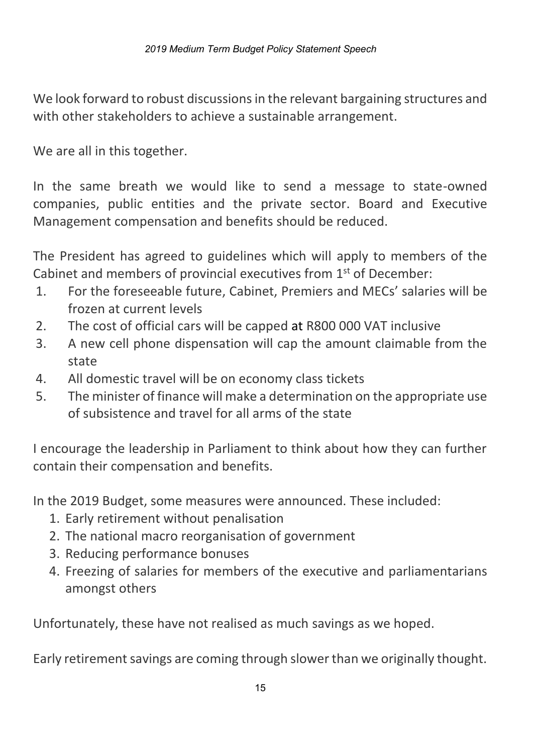We look forward to robust discussions in the relevant bargaining structures and with other stakeholders to achieve a sustainable arrangement.

We are all in this together.

In the same breath we would like to send a message to state-owned companies, public entities and the private sector. Board and Executive Management compensation and benefits should be reduced.

The President has agreed to guidelines which will apply to members of the Cabinet and members of provincial executives from 1st of December:

1. For the foreseeable future, Cabinet, Premiers and MECs' salaries will be frozen at current levels
2. The cost of official cars will be capped at R800 000 VAT inclusive
3. A new cell phone dispensation will cap the amount claimable from the state
4. All domestic travel will be on economy class tickets
5. The minister of finance will make a determination on the appropriate use of subsistence and travel for all arms of the state

I encourage the leadership in Parliament to think about how they can further contain their compensation and benefits.

In the 2019 Budget, some measures were announced. These included:

1. Early retirement without penalisation
2. The national macro reorganisation of government
3. Reducing performance bonuses
4. Freezing of salaries for members of the executive and parliamentarians amongst others

Unfortunately, these have not realised as much savings as we hoped.

Early retirement savings are coming through slower than we originally thought.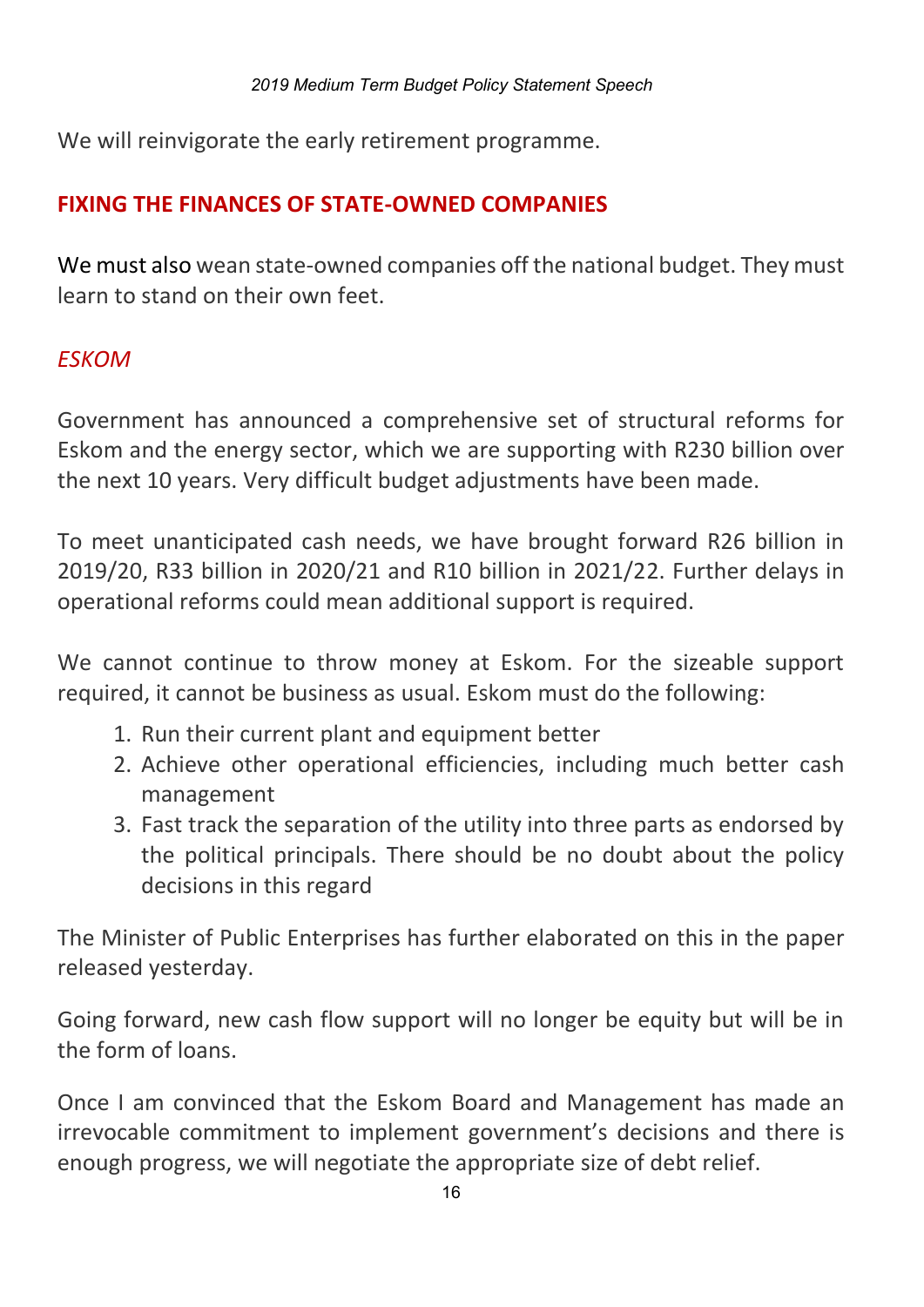We will reinvigorate the early retirement programme.

## FIXING THE FINANCES OF STATE-OWNED COMPANIES

We must also wean state-owned companies off the national budget. They must learn to stand on their own feet.

### *ESKOM*

Government has announced a comprehensive set of structural reforms for Eskom and the energy sector, which we are supporting with R230 billion over the next 10 years. Very difficult budget adjustments have been made.

To meet unanticipated cash needs, we have brought forward R26 billion in 2019/20, R33 billion in 2020/21 and R10 billion in 2021/22. Further delays in operational reforms could mean additional support is required.

We cannot continue to throw money at Eskom. For the sizeable support required, it cannot be business as usual. Eskom must do the following:

1. Run their current plant and equipment better
2. Achieve other operational efficiencies, including much better cash management
3. Fast track the separation of the utility into three parts as endorsed by the political principals. There should be no doubt about the policy decisions in this regard

The Minister of Public Enterprises has further elaborated on this in the paper released yesterday.

Going forward, new cash flow support will no longer be equity but will be in the form of loans.

Once I am convinced that the Eskom Board and Management has made an irrevocable commitment to implement government's decisions and there is enough progress, we will negotiate the appropriate size of debt relief.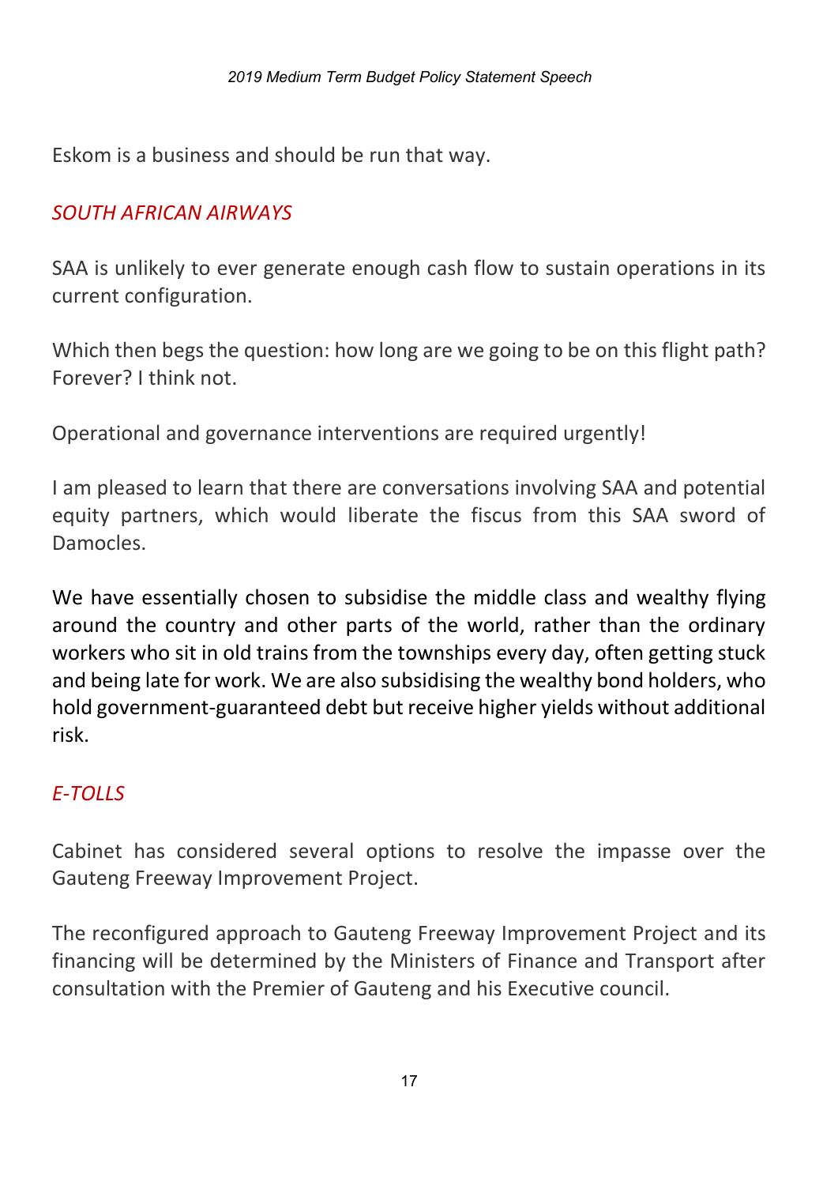Eskom is a business and should be run that way.

## *SOUTH AFRICAN AIRWAYS*

SAA is unlikely to ever generate enough cash flow to sustain operations in its current configuration.

Which then begs the question: how long are we going to be on this flight path? Forever? I think not.

Operational and governance interventions are required urgently!

I am pleased to learn that there are conversations involving SAA and potential equity partners, which would liberate the fiscus from this SAA sword of Damocles.

We have essentially chosen to subsidise the middle class and wealthy flying around the country and other parts of the world, rather than the ordinary workers who sit in old trains from the townships every day, often getting stuck and being late for work. We are also subsidising the wealthy bond holders, who hold government-guaranteed debt but receive higher yields without additional risk.

## *E-TOLLS*

Cabinet has considered several options to resolve the impasse over the Gauteng Freeway Improvement Project.

The reconfigured approach to Gauteng Freeway Improvement Project and its financing will be determined by the Ministers of Finance and Transport after consultation with the Premier of Gauteng and his Executive council.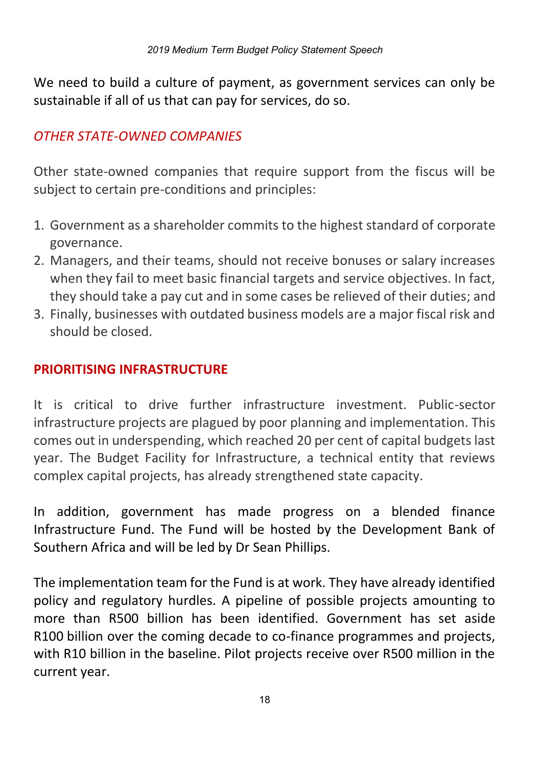We need to build a culture of payment, as government services can only be sustainable if all of us that can pay for services, do so.

### *OTHER STATE-OWNED COMPANIES*

Other state-owned companies that require support from the fiscus will be subject to certain pre-conditions and principles:

1. Government as a shareholder commits to the highest standard of corporate governance.
2. Managers, and their teams, should not receive bonuses or salary increases when they fail to meet basic financial targets and service objectives. In fact, they should take a pay cut and in some cases be relieved of their duties; and
3. Finally, businesses with outdated business models are a major fiscal risk and should be closed.

## PRIORITISING INFRASTRUCTURE

It is critical to drive further infrastructure investment. Public-sector infrastructure projects are plagued by poor planning and implementation. This comes out in underspending, which reached 20 per cent of capital budgets last year. The Budget Facility for Infrastructure, a technical entity that reviews complex capital projects, has already strengthened state capacity.

In addition, government has made progress on a blended finance Infrastructure Fund. The Fund will be hosted by the Development Bank of Southern Africa and will be led by Dr Sean Phillips.

The implementation team for the Fund is at work. They have already identified policy and regulatory hurdles. A pipeline of possible projects amounting to more than R500 billion has been identified. Government has set aside R100 billion over the coming decade to co-finance programmes and projects, with R10 billion in the baseline. Pilot projects receive over R500 million in the current year.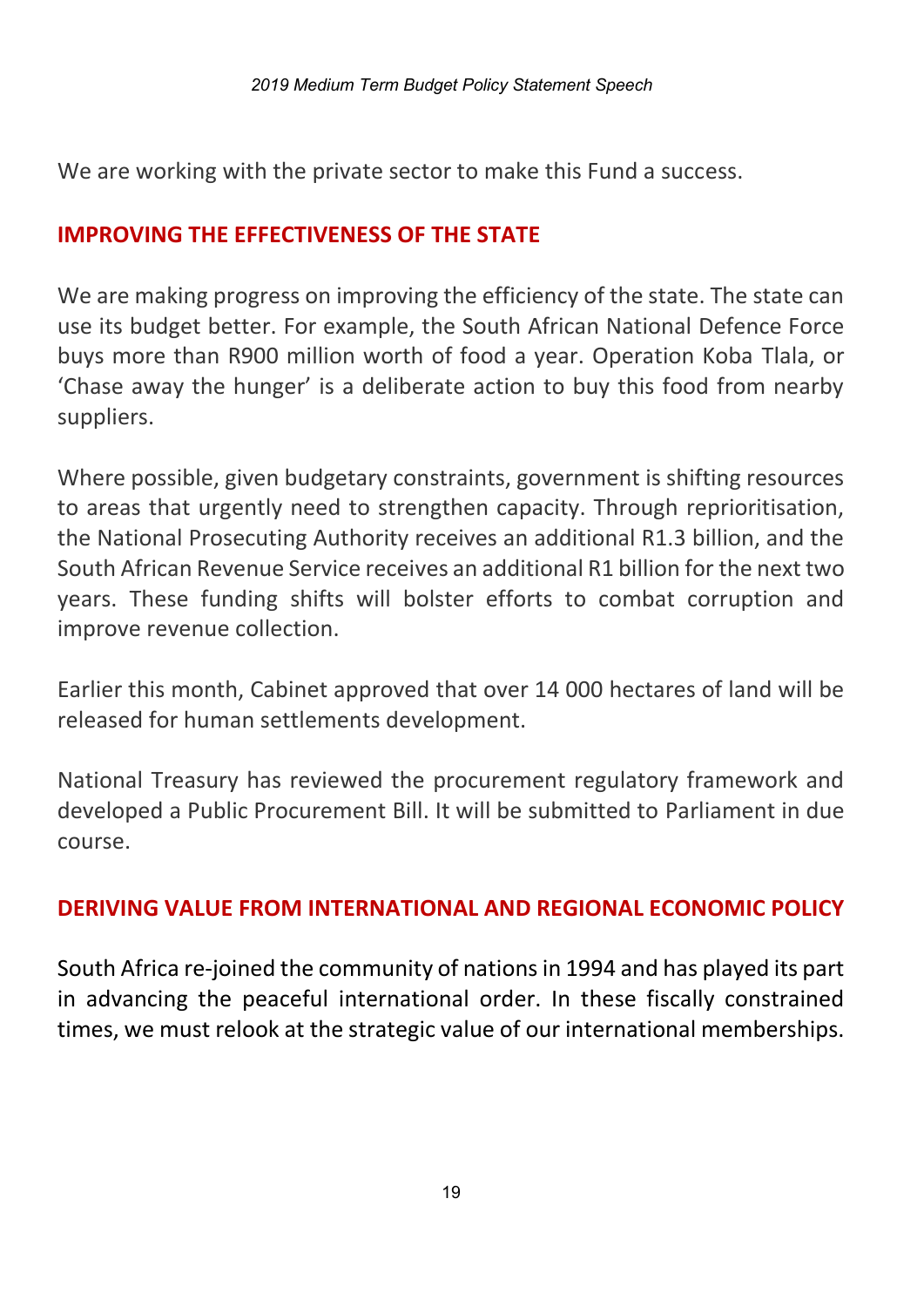We are working with the private sector to make this Fund a success.

## IMPROVING THE EFFECTIVENESS OF THE STATE

We are making progress on improving the efficiency of the state. The state can use its budget better. For example, the South African National Defence Force buys more than R900 million worth of food a year. Operation Koba Tlala, or 'Chase away the hunger' is a deliberate action to buy this food from nearby suppliers.

Where possible, given budgetary constraints, government is shifting resources to areas that urgently need to strengthen capacity. Through reprioritisation, the National Prosecuting Authority receives an additional R1.3 billion, and the South African Revenue Service receives an additional R1 billion for the next two years. These funding shifts will bolster efforts to combat corruption and improve revenue collection.

Earlier this month, Cabinet approved that over 14 000 hectares of land will be released for human settlements development.

National Treasury has reviewed the procurement regulatory framework and developed a Public Procurement Bill. It will be submitted to Parliament in due course.

## DERIVING VALUE FROM INTERNATIONAL AND REGIONAL ECONOMIC POLICY

South Africa re-joined the community of nations in 1994 and has played its part in advancing the peaceful international order. In these fiscally constrained times, we must relook at the strategic value of our international memberships.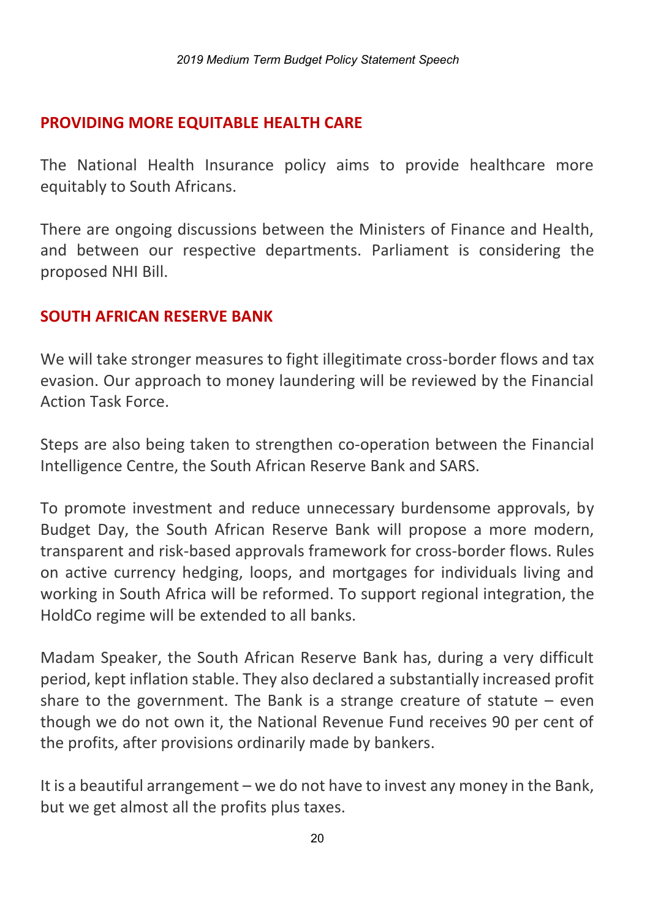## PROVIDING MORE EQUITABLE HEALTH CARE

The National Health Insurance policy aims to provide healthcare more equitably to South Africans.

There are ongoing discussions between the Ministers of Finance and Health, and between our respective departments. Parliament is considering the proposed NHI Bill.

## SOUTH AFRICAN RESERVE BANK

We will take stronger measures to fight illegitimate cross-border flows and tax evasion. Our approach to money laundering will be reviewed by the Financial Action Task Force.

Steps are also being taken to strengthen co-operation between the Financial Intelligence Centre, the South African Reserve Bank and SARS.

To promote investment and reduce unnecessary burdensome approvals, by Budget Day, the South African Reserve Bank will propose a more modern, transparent and risk-based approvals framework for cross-border flows. Rules on active currency hedging, loops, and mortgages for individuals living and working in South Africa will be reformed. To support regional integration, the HoldCo regime will be extended to all banks.

Madam Speaker, the South African Reserve Bank has, during a very difficult period, kept inflation stable. They also declared a substantially increased profit share to the government. The Bank is a strange creature of statute – even though we do not own it, the National Revenue Fund receives 90 per cent of the profits, after provisions ordinarily made by bankers.

It is a beautiful arrangement – we do not have to invest any money in the Bank, but we get almost all the profits plus taxes.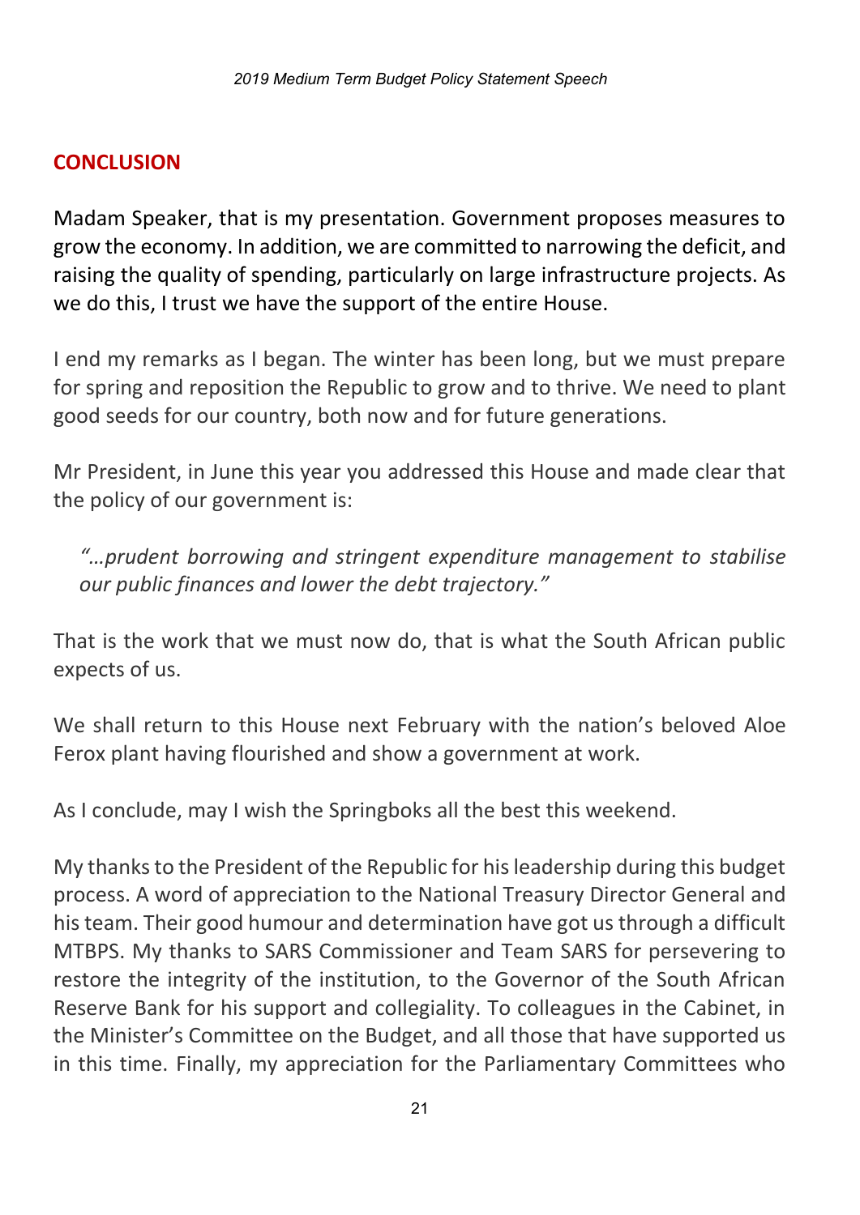## CONCLUSION

Madam Speaker, that is my presentation. Government proposes measures to grow the economy. In addition, we are committed to narrowing the deficit, and raising the quality of spending, particularly on large infrastructure projects. As we do this, I trust we have the support of the entire House.

I end my remarks as I began. The winter has been long, but we must prepare for spring and reposition the Republic to grow and to thrive. We need to plant good seeds for our country, both now and for future generations.

Mr President, in June this year you addressed this House and made clear that the policy of our government is:

> *"…prudent borrowing and stringent expenditure management to stabilise our public finances and lower the debt trajectory."*

That is the work that we must now do, that is what the South African public expects of us.

We shall return to this House next February with the nation's beloved Aloe Ferox plant having flourished and show a government at work.

As I conclude, may I wish the Springboks all the best this weekend.

My thanks to the President of the Republic for his leadership during this budget process. A word of appreciation to the National Treasury Director General and his team. Their good humour and determination have got us through a difficult MTBPS. My thanks to SARS Commissioner and Team SARS for persevering to restore the integrity of the institution, to the Governor of the South African Reserve Bank for his support and collegiality. To colleagues in the Cabinet, in the Minister's Committee on the Budget, and all those that have supported us in this time. Finally, my appreciation for the Parliamentary Committees who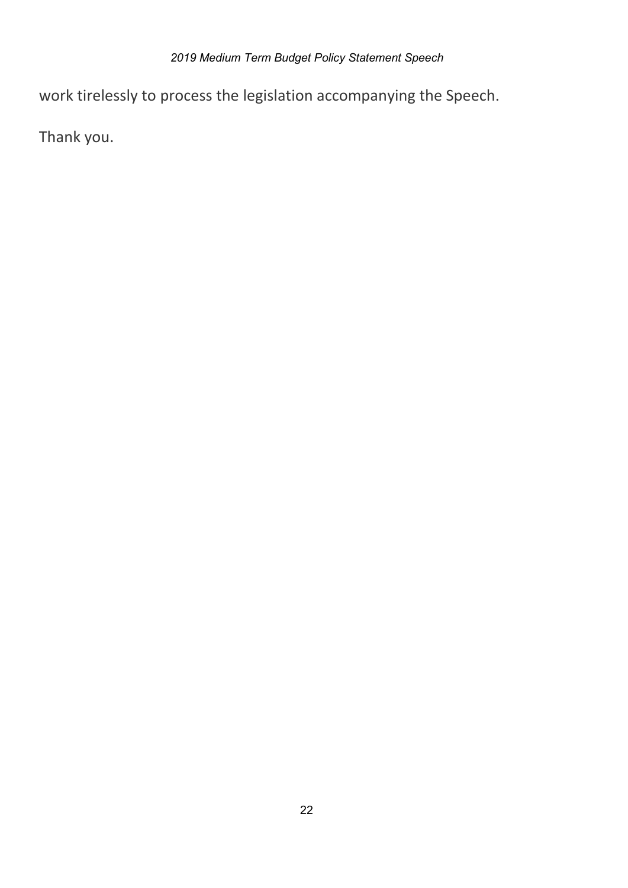work tirelessly to process the legislation accompanying the Speech.

Thank you.